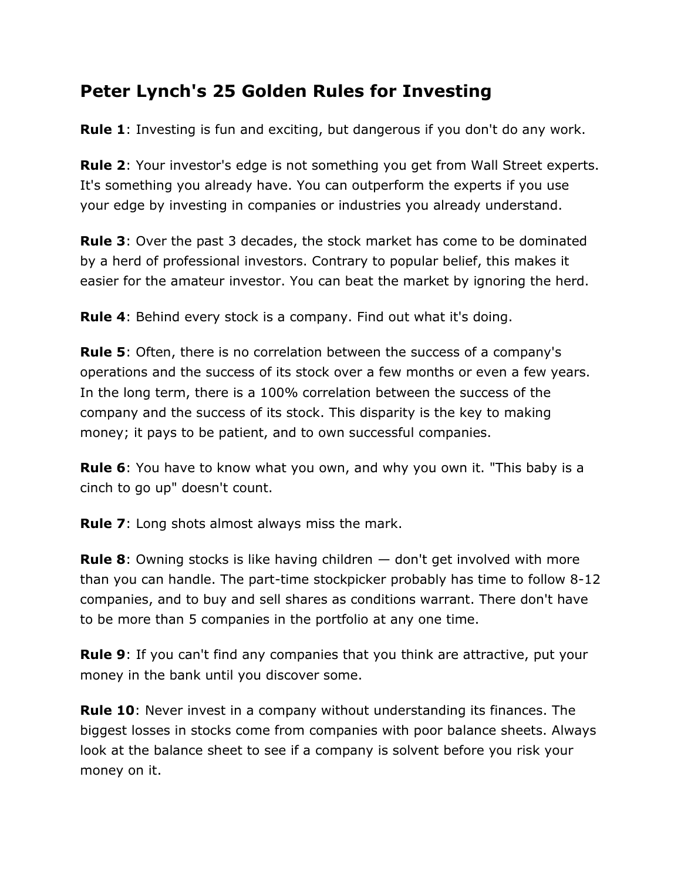## Peter Lynch's 25 Golden Rules for Investing

**Rule 1**: Investing is fun and exciting, but dangerous if you don't do any work.

**Rule 2**: Your investor's edge is not something you get from Wall Street experts. It's something you already have. You can outperform the experts if you use your edge by investing in companies or industries you already understand.

**Rule 3**: Over the past 3 decades, the stock market has come to be dominated by a herd of professional investors. Contrary to popular belief, this makes it easier for the amateur investor. You can beat the market by ignoring the herd.

**Rule 4**: Behind every stock is a company. Find out what it's doing.

**Rule 5**: Often, there is no correlation between the success of a company's operations and the success of its stock over a few months or even a few years. In the long term, there is a 100% correlation between the success of the company and the success of its stock. This disparity is the key to making money; it pays to be patient, and to own successful companies.

**Rule 6**: You have to know what you own, and why you own it. "This baby is a cinch to go up" doesn't count.

**Rule 7**: Long shots almost always miss the mark.

**Rule 8**: Owning stocks is like having children — don't get involved with more than you can handle. The part-time stockpicker probably has time to follow 8-12 companies, and to buy and sell shares as conditions warrant. There don't have to be more than 5 companies in the portfolio at any one time.

**Rule 9**: If you can't find any companies that you think are attractive, put your money in the bank until you discover some.

**Rule 10**: Never invest in a company without understanding its finances. The biggest losses in stocks come from companies with poor balance sheets. Always look at the balance sheet to see if a company is solvent before you risk your money on it.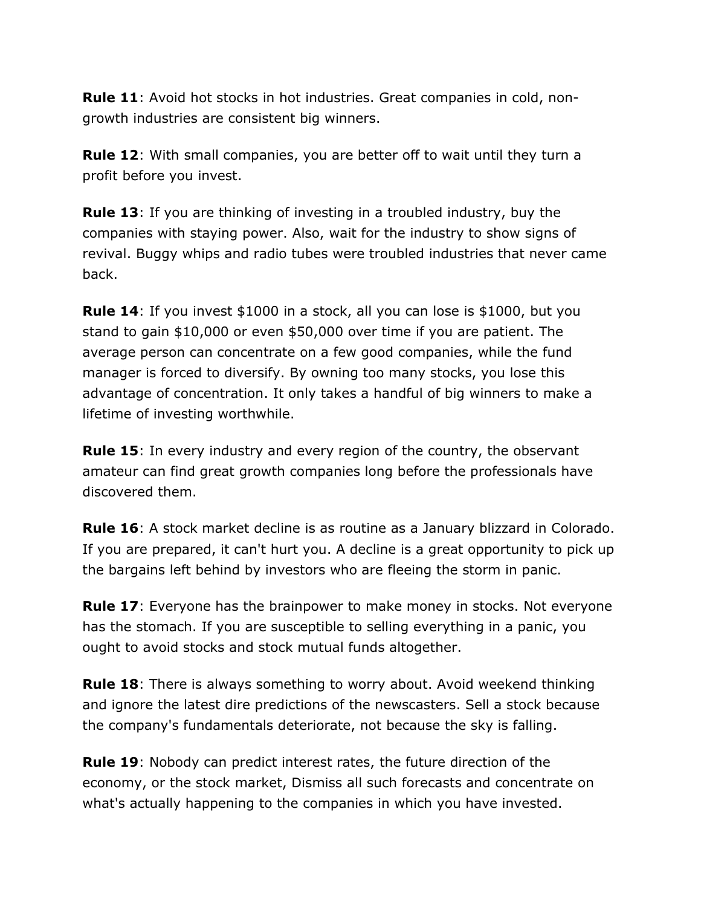**Rule 11**: Avoid hot stocks in hot industries. Great companies in cold, non-growth industries are consistent big winners.

**Rule 12**: With small companies, you are better off to wait until they turn a profit before you invest.

**Rule 13**: If you are thinking of investing in a troubled industry, buy the companies with staying power. Also, wait for the industry to show signs of revival. Buggy whips and radio tubes were troubled industries that never came back.

**Rule 14**: If you invest $1000 in a stock, all you can lose is $1000, but you stand to gain $10,000 or even $50,000 over time if you are patient. The average person can concentrate on a few good companies, while the fund manager is forced to diversify. By owning too many stocks, you lose this advantage of concentration. It only takes a handful of big winners to make a lifetime of investing worthwhile.

**Rule 15**: In every industry and every region of the country, the observant amateur can find great growth companies long before the professionals have discovered them.

**Rule 16**: A stock market decline is as routine as a January blizzard in Colorado. If you are prepared, it can't hurt you. A decline is a great opportunity to pick up the bargains left behind by investors who are fleeing the storm in panic.

**Rule 17**: Everyone has the brainpower to make money in stocks. Not everyone has the stomach. If you are susceptible to selling everything in a panic, you ought to avoid stocks and stock mutual funds altogether.

**Rule 18**: There is always something to worry about. Avoid weekend thinking and ignore the latest dire predictions of the newscasters. Sell a stock because the company's fundamentals deteriorate, not because the sky is falling.

**Rule 19**: Nobody can predict interest rates, the future direction of the economy, or the stock market, Dismiss all such forecasts and concentrate on what's actually happening to the companies in which you have invested.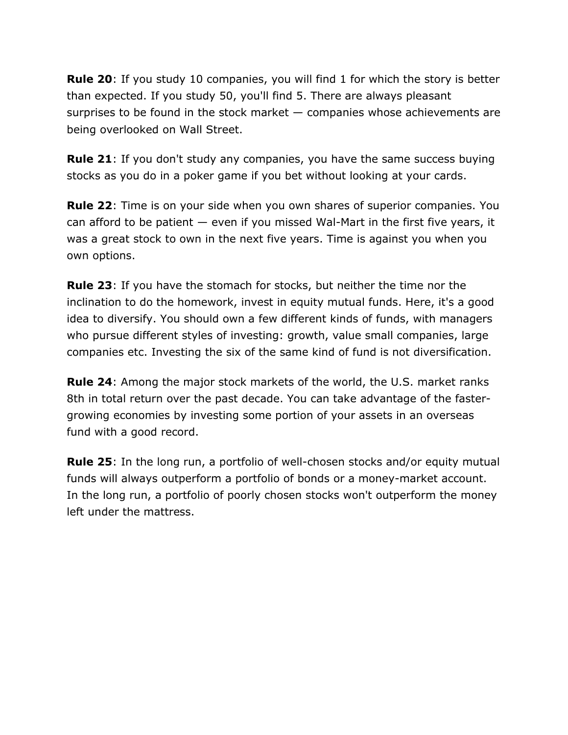**Rule 20**: If you study 10 companies, you will find 1 for which the story is better than expected. If you study 50, you'll find 5. There are always pleasant surprises to be found in the stock market — companies whose achievements are being overlooked on Wall Street.

**Rule 21**: If you don't study any companies, you have the same success buying stocks as you do in a poker game if you bet without looking at your cards.

**Rule 22**: Time is on your side when you own shares of superior companies. You can afford to be patient — even if you missed Wal-Mart in the first five years, it was a great stock to own in the next five years. Time is against you when you own options.

**Rule 23**: If you have the stomach for stocks, but neither the time nor the inclination to do the homework, invest in equity mutual funds. Here, it's a good idea to diversify. You should own a few different kinds of funds, with managers who pursue different styles of investing: growth, value small companies, large companies etc. Investing the six of the same kind of fund is not diversification.

**Rule 24**: Among the major stock markets of the world, the U.S. market ranks 8th in total return over the past decade. You can take advantage of the faster-growing economies by investing some portion of your assets in an overseas fund with a good record.

**Rule 25**: In the long run, a portfolio of well-chosen stocks and/or equity mutual funds will always outperform a portfolio of bonds or a money-market account. In the long run, a portfolio of poorly chosen stocks won't outperform the money left under the mattress.